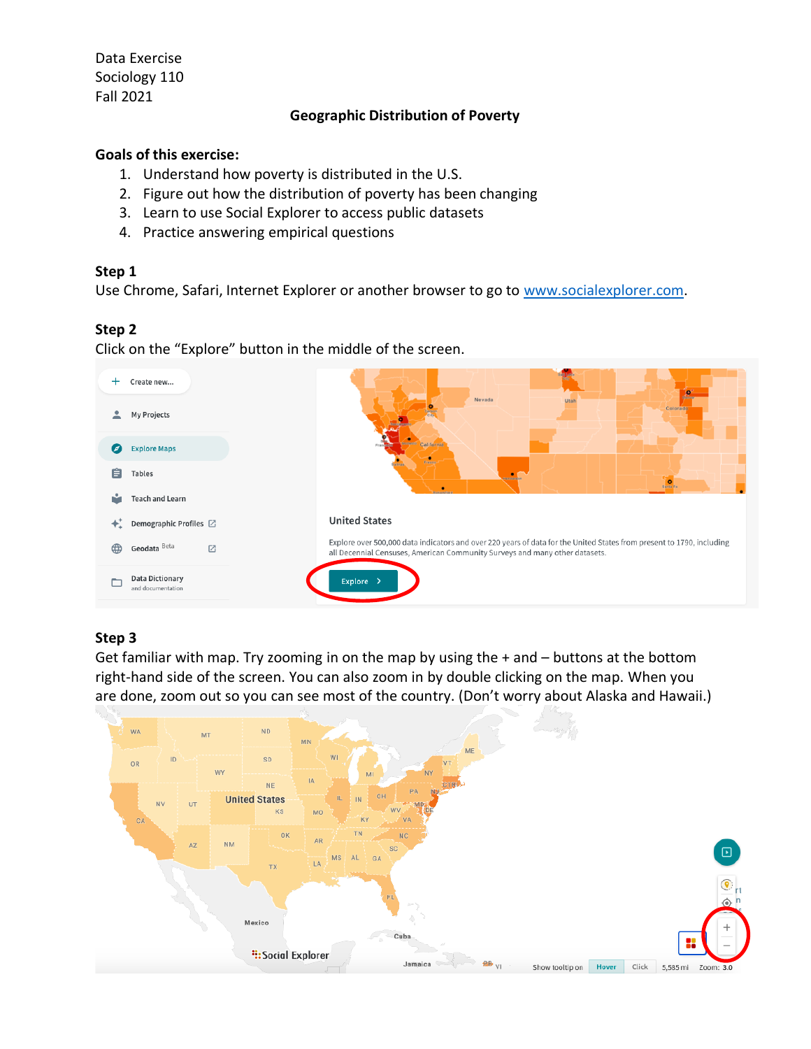Data Exercise
Sociology 110
Fall 2021

## Geographic Distribution of Poverty

### Goals of this exercise:

1. Understand how poverty is distributed in the U.S.
2. Figure out how the distribution of poverty has been changing
3. Learn to use Social Explorer to access public datasets
4. Practice answering empirical questions

### Step 1

Use Chrome, Safari, Internet Explorer or another browser to go to [www.socialexplorer.com](www.socialexplorer.com).

### Step 2

Click on the "Explore" button in the middle of the screen.

### Step 3

Get familiar with map. Try zooming in on the map by using the + and – buttons at the bottom right-hand side of the screen. You can also zoom in by double clicking on the map. When you are done, zoom out so you can see most of the country. (Don't worry about Alaska and Hawaii.)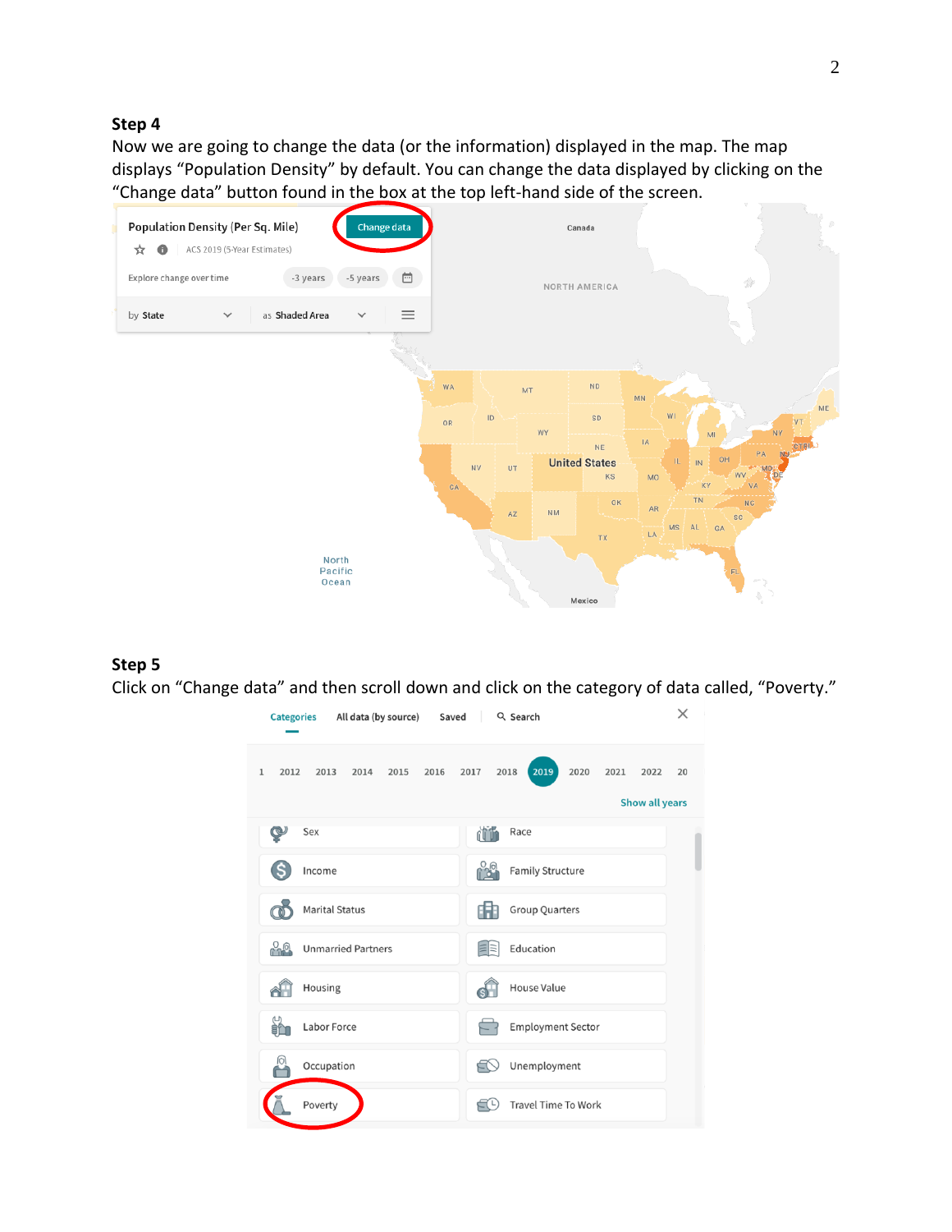### Step 4

Now we are going to change the data (or the information) displayed in the map. The map displays "Population Density" by default. You can change the data displayed by clicking on the "Change data" button found in the box at the top left-hand side of the screen.

### Step 5

Click on "Change data" and then scroll down and click on the category of data called, "Poverty."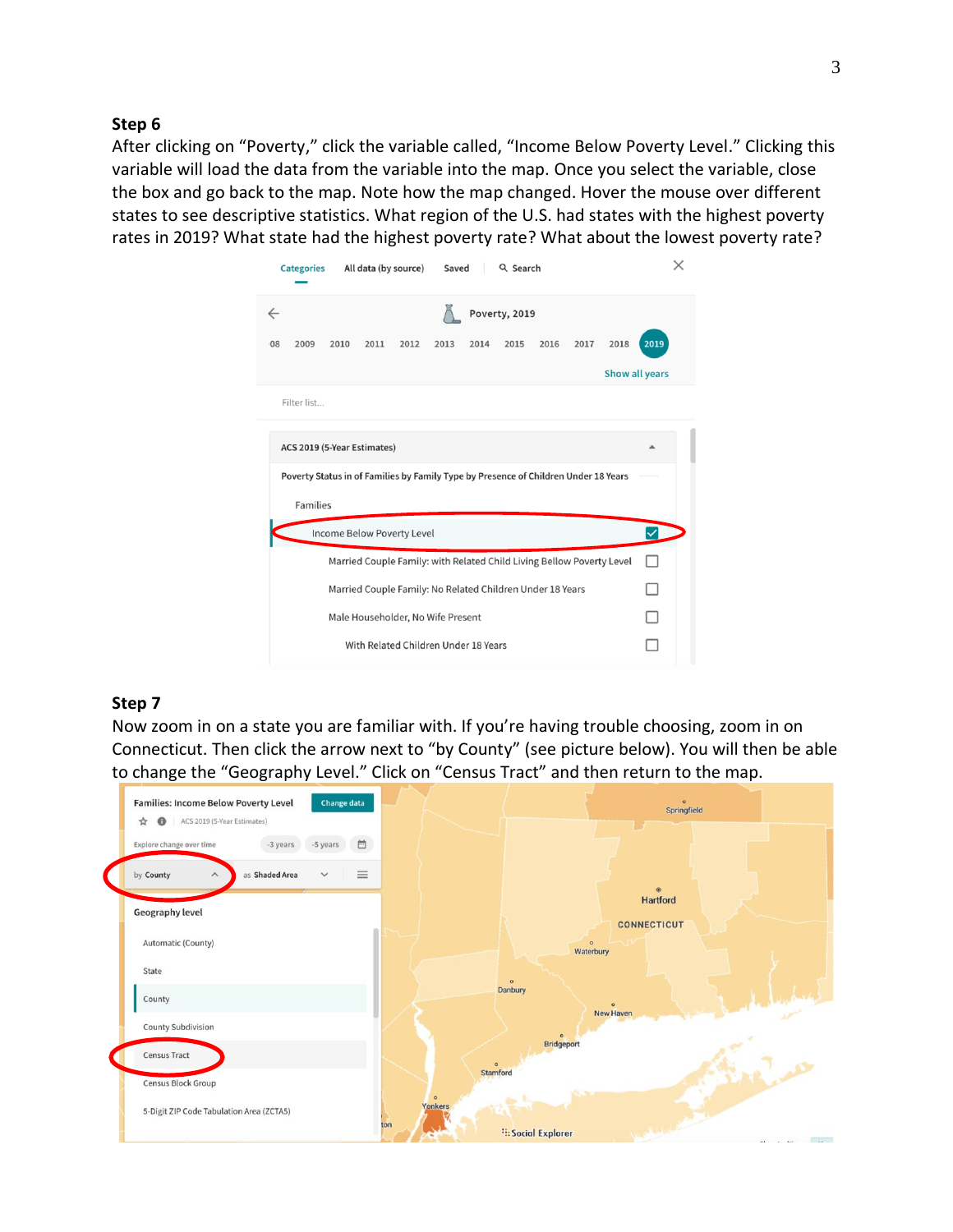## Step 6

After clicking on "Poverty," click the variable called, "Income Below Poverty Level." Clicking this variable will load the data from the variable into the map. Once you select the variable, close the box and go back to the map. Note how the map changed. Hover the mouse over different states to see descriptive statistics. What region of the U.S. had states with the highest poverty rates in 2019? What state had the highest poverty rate? What about the lowest poverty rate?

## Step 7

Now zoom in on a state you are familiar with. If you're having trouble choosing, zoom in on Connecticut. Then click the arrow next to "by County" (see picture below). You will then be able to change the "Geography Level." Click on "Census Tract" and then return to the map.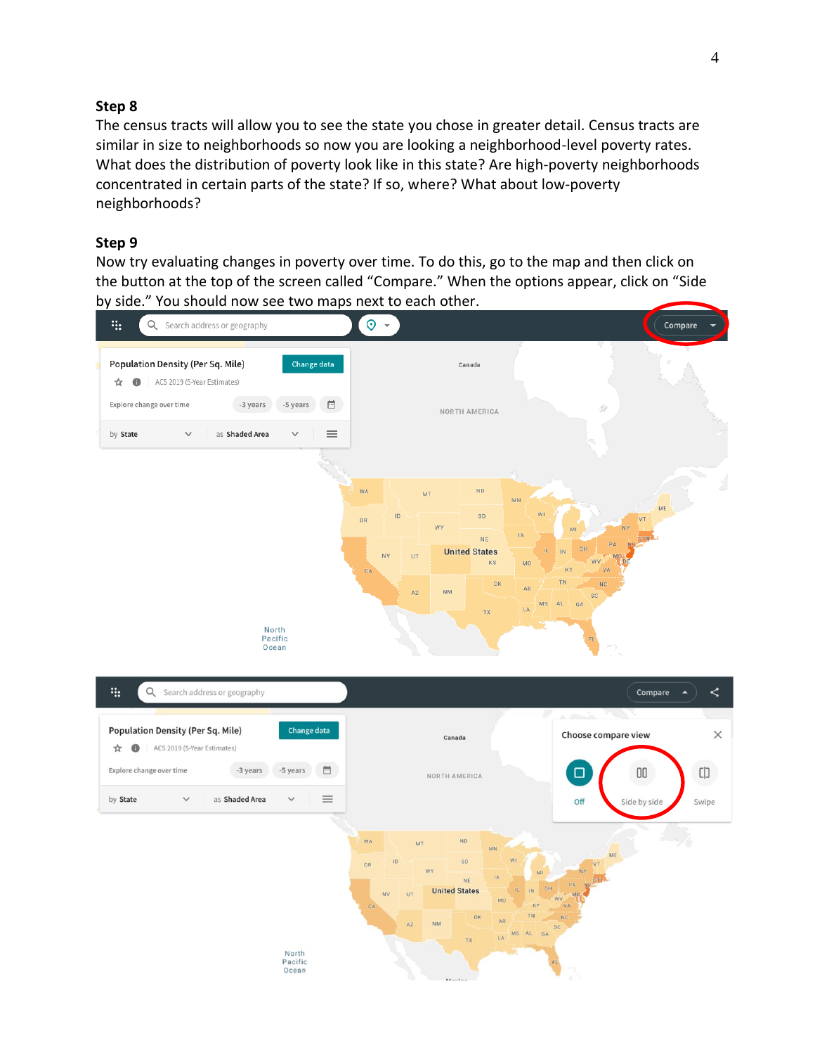## Step 8

The census tracts will allow you to see the state you chose in greater detail. Census tracts are similar in size to neighborhoods so now you are looking a neighborhood-level poverty rates. What does the distribution of poverty look like in this state? Are high-poverty neighborhoods concentrated in certain parts of the state? If so, where? What about low-poverty neighborhoods?

## Step 9

Now try evaluating changes in poverty over time. To do this, go to the map and then click on the button at the top of the screen called "Compare." When the options appear, click on "Side by side." You should now see two maps next to each other.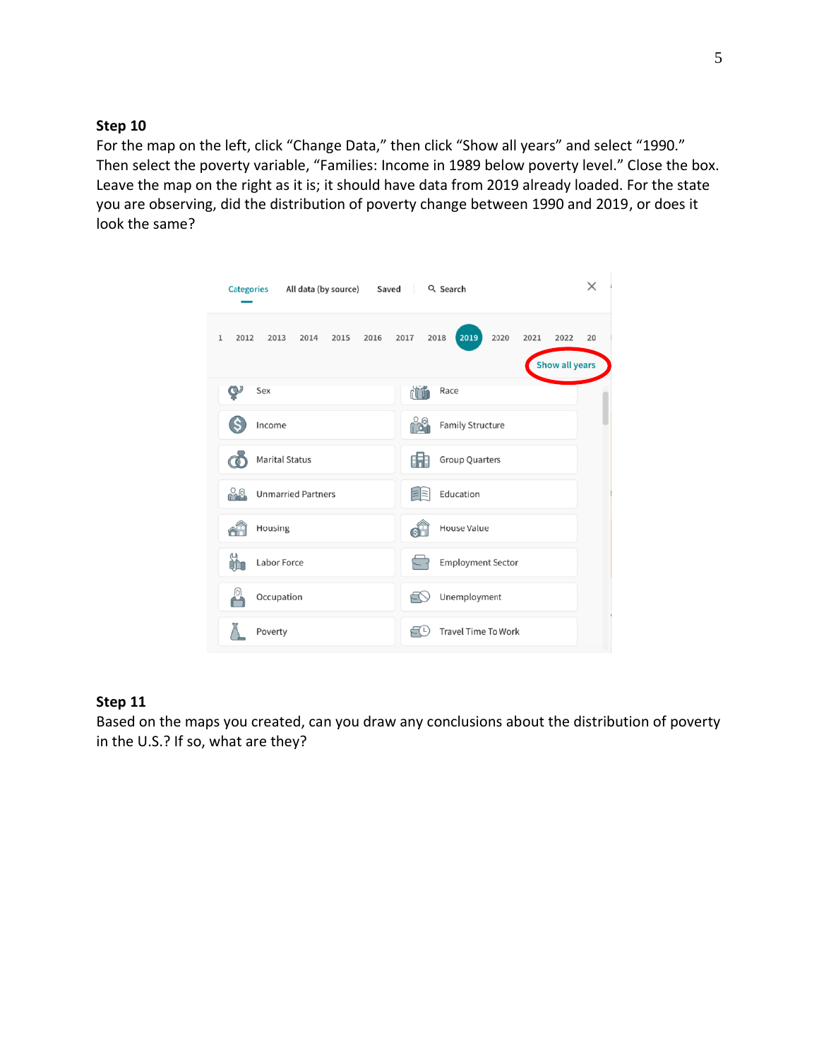### Step 10

For the map on the left, click "Change Data," then click "Show all years" and select "1990." Then select the poverty variable, "Families: Income in 1989 below poverty level." Close the box. Leave the map on the right as it is; it should have data from 2019 already loaded. For the state you are observing, did the distribution of poverty change between 1990 and 2019, or does it look the same?

### Step 11

Based on the maps you created, can you draw any conclusions about the distribution of poverty in the U.S.? If so, what are they?